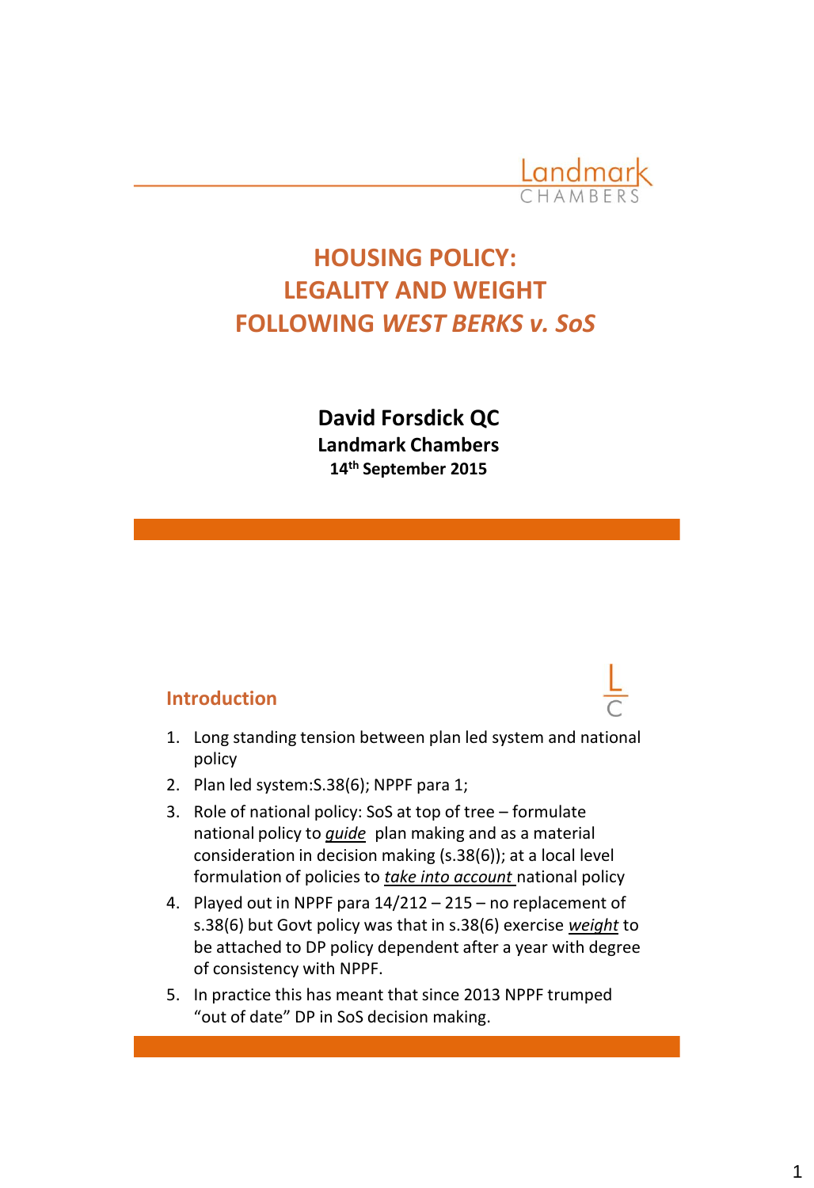Landmark CHAMBERS

# HOUSING POLICY: LEGALITY AND WEIGHT FOLLOWING *WEST BERKS v. SoS*

**David Forsdick QC**
**Landmark Chambers**
**14th September 2015**

## Introduction

1. Long standing tension between plan led system and national policy
2. Plan led system:S.38(6); NPPF para 1;
3. Role of national policy: SoS at top of tree – formulate national policy to ***guide*** plan making and as a material consideration in decision making (s.38(6)); at a local level formulation of policies to ***take into account*** national policy
4. Played out in NPPF para 14/212 – 215 – no replacement of s.38(6) but Govt policy was that in s.38(6) exercise ***weight*** to be attached to DP policy dependent after a year with degree of consistency with NPPF.
5. In practice this has meant that since 2013 NPPF trumped "out of date" DP in SoS decision making.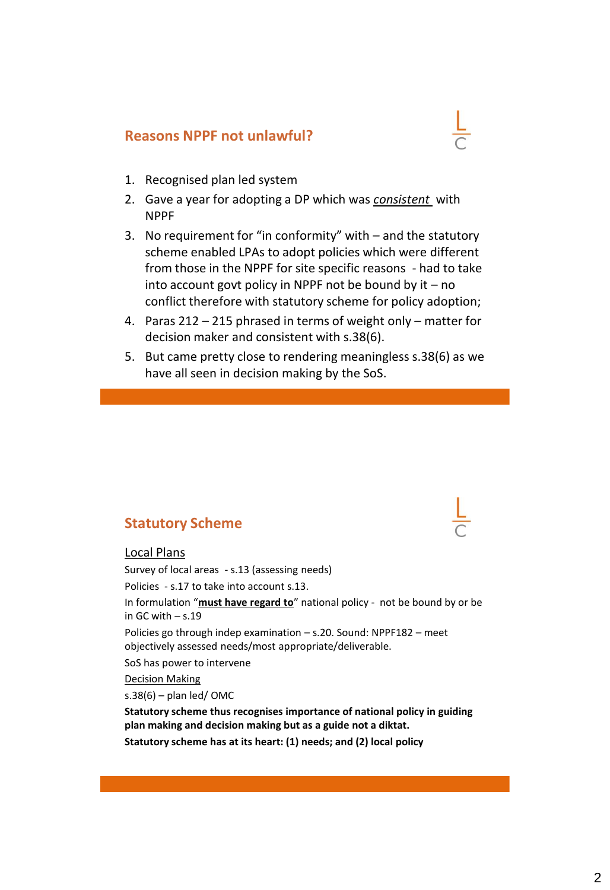## Reasons NPPF not unlawful?

1. Recognised plan led system
2. Gave a year for adopting a DP which was *consistent* with NPPF
3. No requirement for "in conformity" with – and the statutory scheme enabled LPAs to adopt policies which were different from those in the NPPF for site specific reasons - had to take into account govt policy in NPPF not be bound by it – no conflict therefore with statutory scheme for policy adoption;
4. Paras 212 – 215 phrased in terms of weight only – matter for decision maker and consistent with s.38(6).
5. But came pretty close to rendering meaningless s.38(6) as we have all seen in decision making by the SoS.

## Statutory Scheme

Local Plans

Survey of local areas - s.13 (assessing needs)

Policies - s.17 to take into account s.13.

In formulation "**must have regard to**" national policy - not be bound by or be in GC with – s.19

Policies go through indep examination – s.20. Sound: NPPF182 – meet objectively assessed needs/most appropriate/deliverable.

SoS has power to intervene

Decision Making

s.38(6) – plan led/ OMC

**Statutory scheme thus recognises importance of national policy in guiding plan making and decision making but as a guide not a diktat.**

**Statutory scheme has at its heart: (1) needs; and (2) local policy**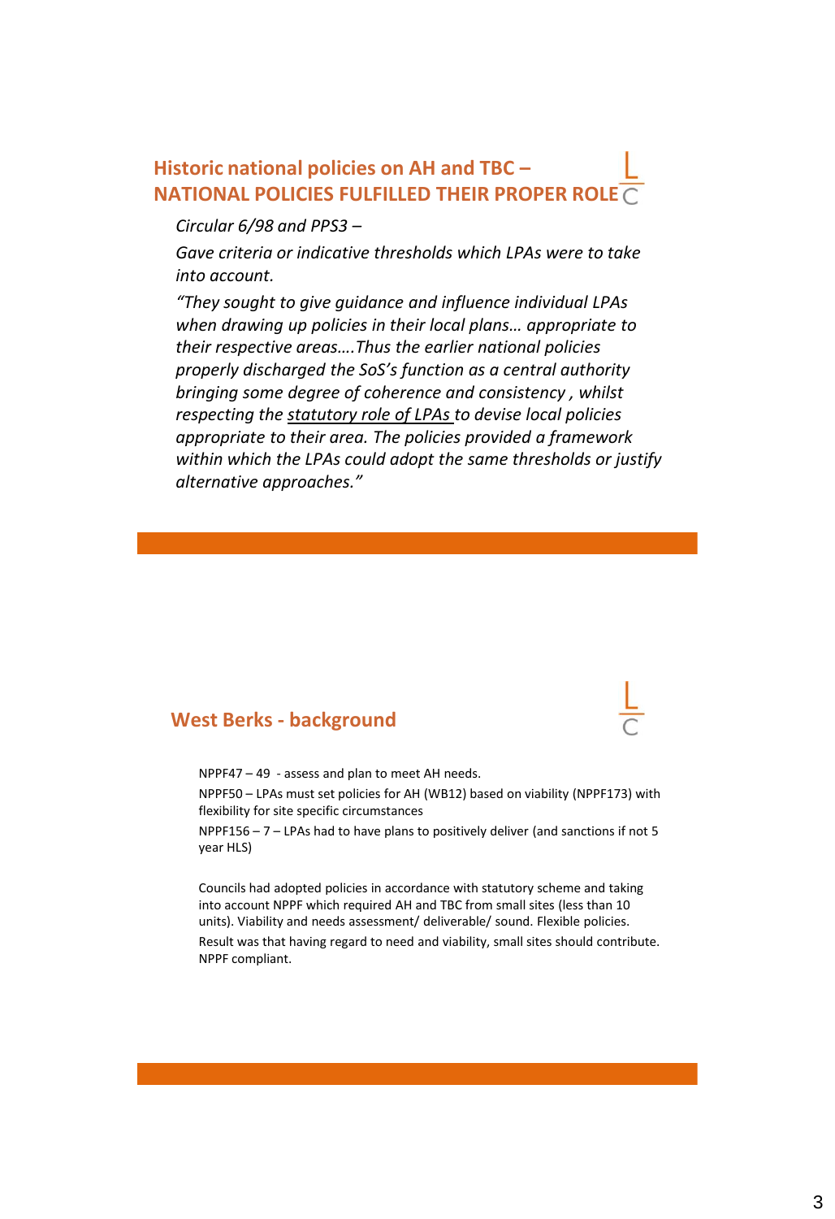## Historic national policies on AH and TBC – NATIONAL POLICIES FULFILLED THEIR PROPER ROLE

*Circular 6/98 and PPS3 –*

*Gave criteria or indicative thresholds which LPAs were to take into account.*

*"They sought to give guidance and influence individual LPAs when drawing up policies in their local plans… appropriate to their respective areas….Thus the earlier national policies properly discharged the SoS's function as a central authority bringing some degree of coherence and consistency , whilst respecting the statutory role of LPAs to devise local policies appropriate to their area. The policies provided a framework within which the LPAs could adopt the same thresholds or justify alternative approaches."*

## West Berks - background

NPPF47 – 49 - assess and plan to meet AH needs.

NPPF50 – LPAs must set policies for AH (WB12) based on viability (NPPF173) with flexibility for site specific circumstances

NPPF156 – 7 – LPAs had to have plans to positively deliver (and sanctions if not 5 year HLS)

Councils had adopted policies in accordance with statutory scheme and taking into account NPPF which required AH and TBC from small sites (less than 10 units). Viability and needs assessment/ deliverable/ sound. Flexible policies.

Result was that having regard to need and viability, small sites should contribute. NPPF compliant.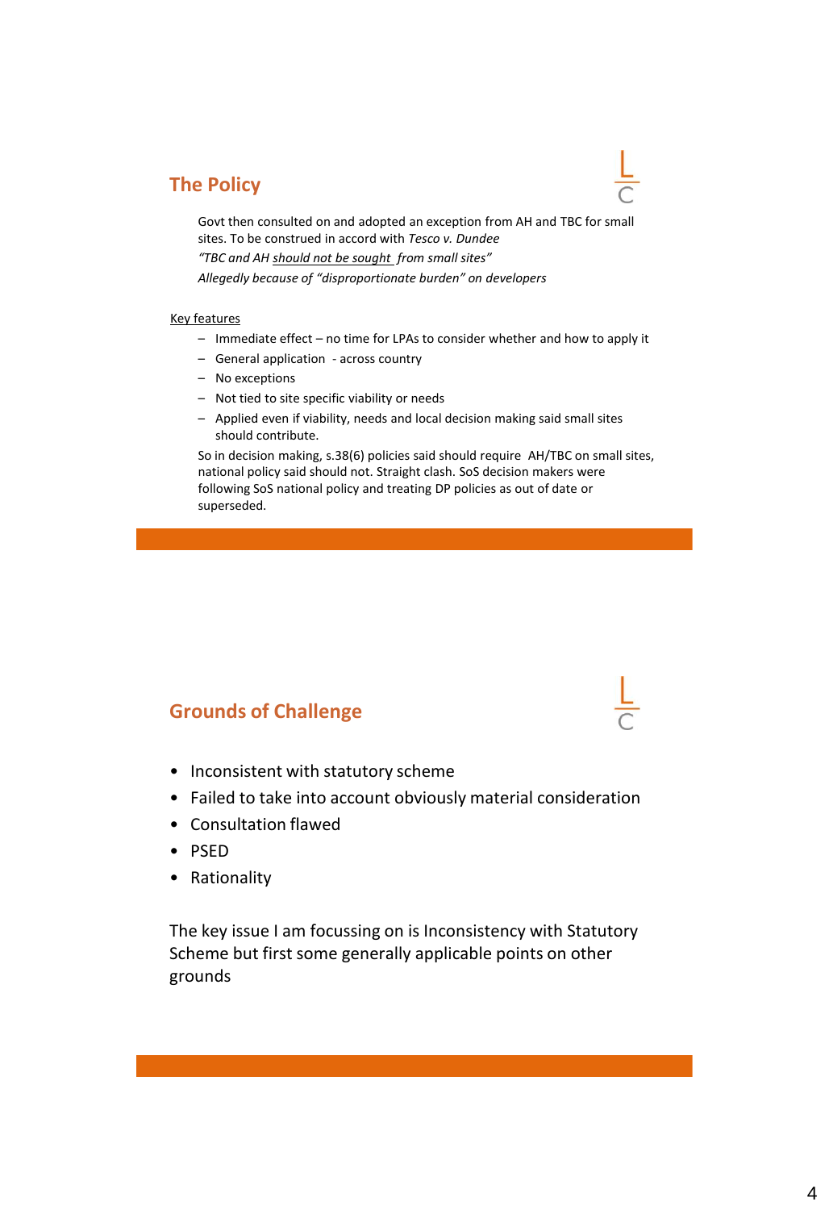## The Policy

Govt then consulted on and adopted an exception from AH and TBC for small sites. To be construed in accord with *Tesco v. Dundee*

*"TBC and AH should not be sought from small sites"*

*Allegedly because of "disproportionate burden" on developers*

Key features

- Immediate effect – no time for LPAs to consider whether and how to apply it
- General application - across country
- No exceptions
- Not tied to site specific viability or needs
- Applied even if viability, needs and local decision making said small sites should contribute.

So in decision making, s.38(6) policies said should require AH/TBC on small sites, national policy said should not. Straight clash. SoS decision makers were following SoS national policy and treating DP policies as out of date or superseded.

## Grounds of Challenge

- Inconsistent with statutory scheme
- Failed to take into account obviously material consideration
- Consultation flawed
- PSED
- Rationality

The key issue I am focussing on is Inconsistency with Statutory Scheme but first some generally applicable points on other grounds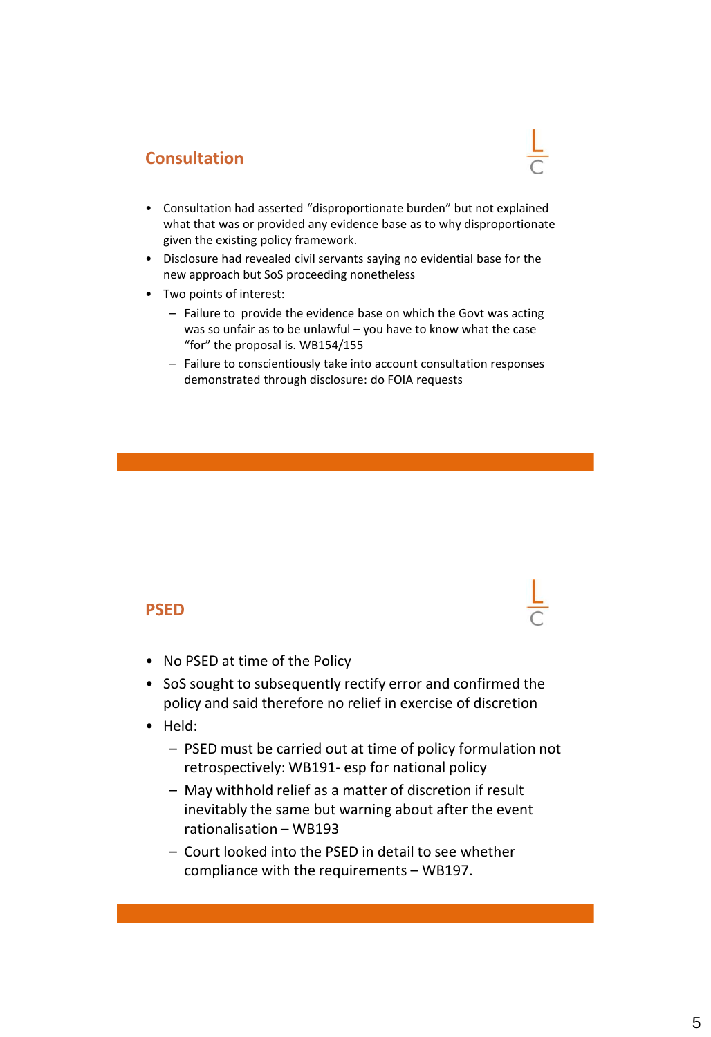## Consultation

- Consultation had asserted “disproportionate burden” but not explained what that was or provided any evidence base as to why disproportionate given the existing policy framework.
- Disclosure had revealed civil servants saying no evidential base for the new approach but SoS proceeding nonetheless
- Two points of interest:
  - Failure to provide the evidence base on which the Govt was acting was so unfair as to be unlawful – you have to know what the case “for” the proposal is. WB154/155
  - Failure to conscientiously take into account consultation responses demonstrated through disclosure: do FOIA requests

## PSED

- No PSED at time of the Policy
- SoS sought to subsequently rectify error and confirmed the policy and said therefore no relief in exercise of discretion
- Held:
  - PSED must be carried out at time of policy formulation not retrospectively: WB191- esp for national policy
  - May withhold relief as a matter of discretion if result inevitably the same but warning about after the event rationalisation – WB193
  - Court looked into the PSED in detail to see whether compliance with the requirements – WB197.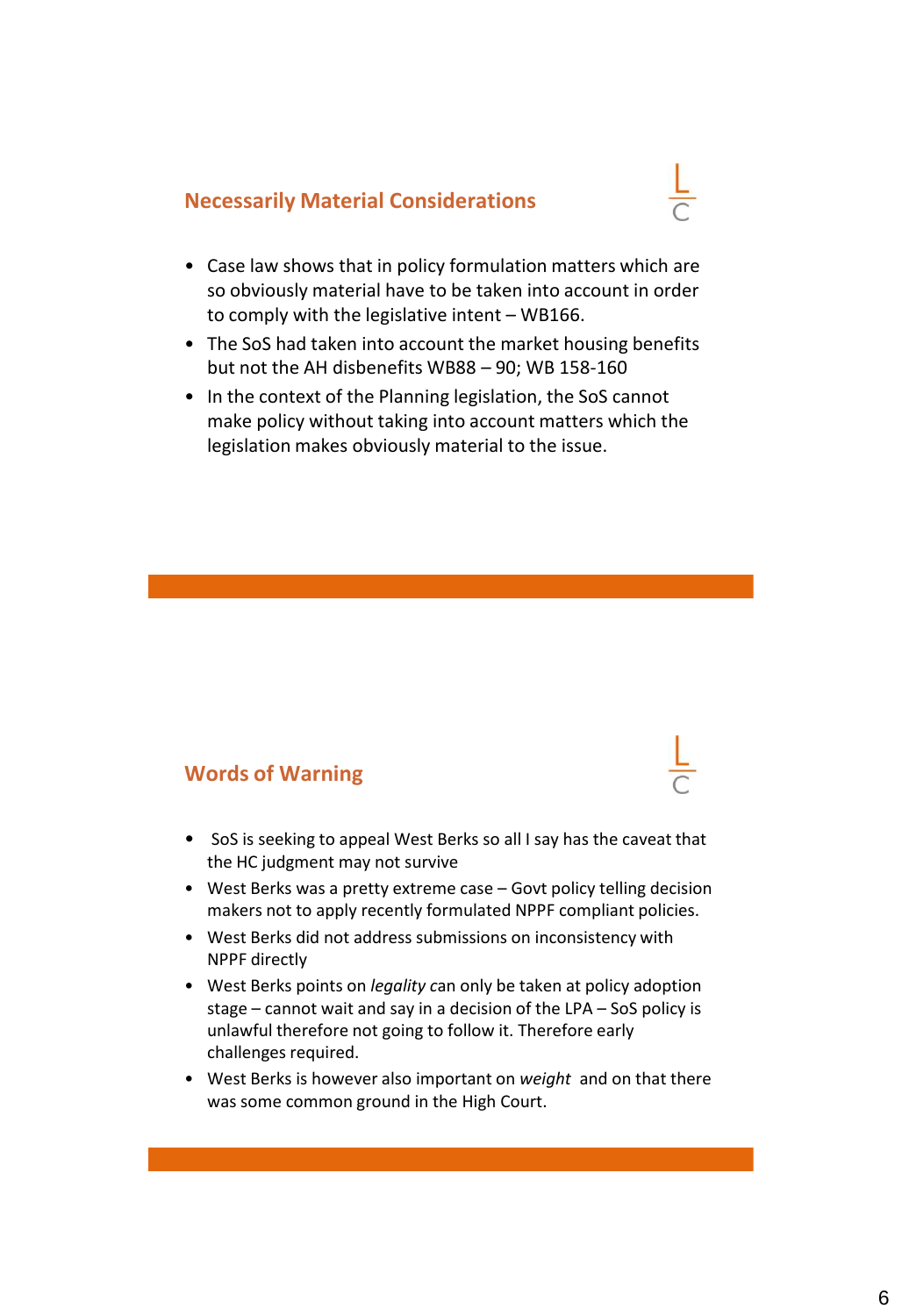## Necessarily Material Considerations

- Case law shows that in policy formulation matters which are so obviously material have to be taken into account in order to comply with the legislative intent – WB166.
- The SoS had taken into account the market housing benefits but not the AH disbenefits WB88 – 90; WB 158-160
- In the context of the Planning legislation, the SoS cannot make policy without taking into account matters which the legislation makes obviously material to the issue.

## Words of Warning

- SoS is seeking to appeal West Berks so all I say has the caveat that the HC judgment may not survive
- West Berks was a pretty extreme case – Govt policy telling decision makers not to apply recently formulated NPPF compliant policies.
- West Berks did not address submissions on inconsistency with NPPF directly
- West Berks points on *legality* can only be taken at policy adoption stage – cannot wait and say in a decision of the LPA – SoS policy is unlawful therefore not going to follow it. Therefore early challenges required.
- West Berks is however also important on *weight* and on that there was some common ground in the High Court.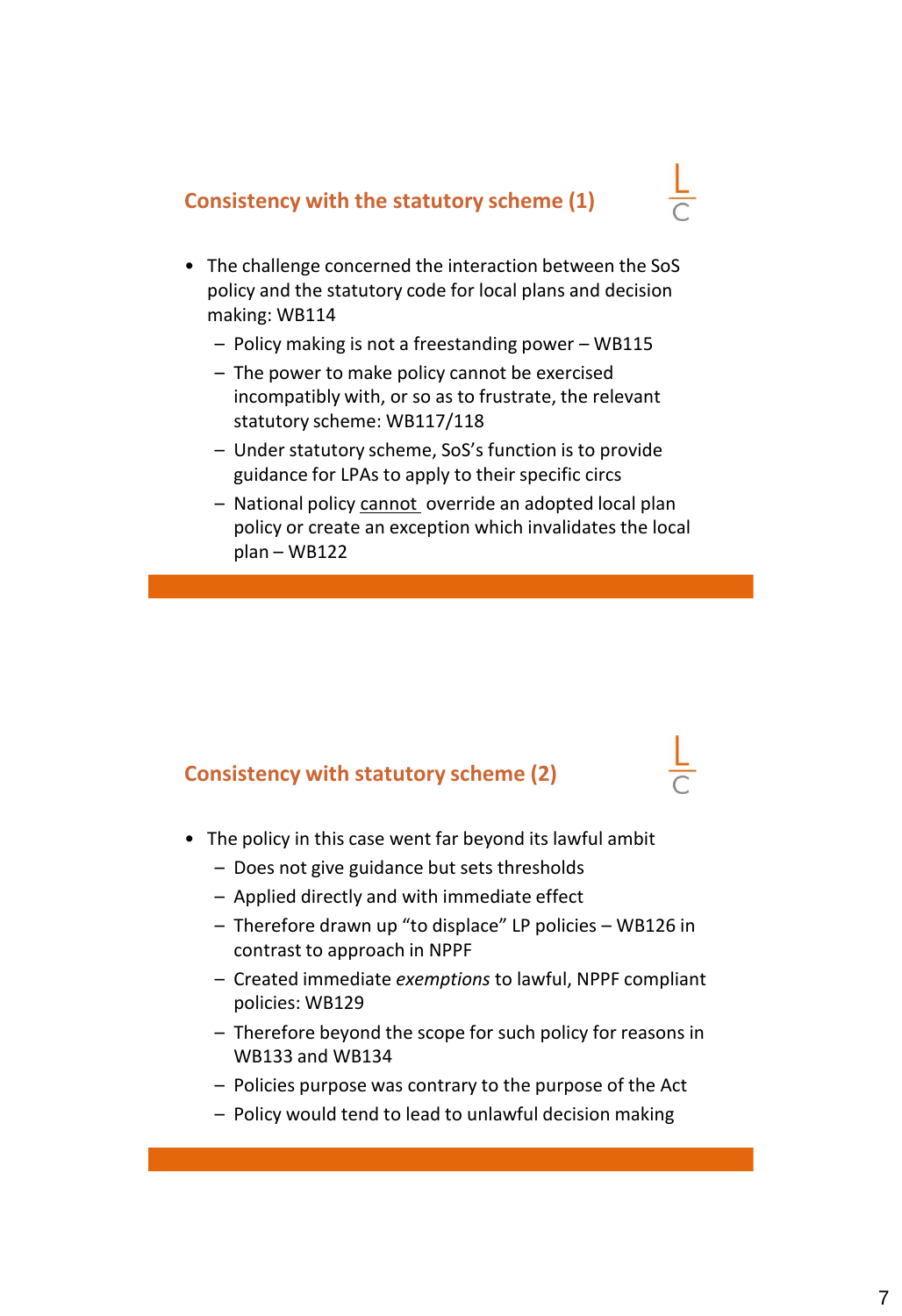## Consistency with the statutory scheme (1)

- The challenge concerned the interaction between the SoS policy and the statutory code for local plans and decision making: WB114
  - Policy making is not a freestanding power – WB115
  - The power to make policy cannot be exercised incompatibly with, or so as to frustrate, the relevant statutory scheme: WB117/118
  - Under statutory scheme, SoS's function is to provide guidance for LPAs to apply to their specific circs
  - National policy <u>cannot</u> override an adopted local plan policy or create an exception which invalidates the local plan – WB122

## Consistency with statutory scheme (2)

- The policy in this case went far beyond its lawful ambit
  - Does not give guidance but sets thresholds
  - Applied directly and with immediate effect
  - Therefore drawn up "to displace" LP policies – WB126 in contrast to approach in NPPF
  - Created immediate *exemptions* to lawful, NPPF compliant policies: WB129
  - Therefore beyond the scope for such policy for reasons in WB133 and WB134
  - Policies purpose was contrary to the purpose of the Act
  - Policy would tend to lead to unlawful decision making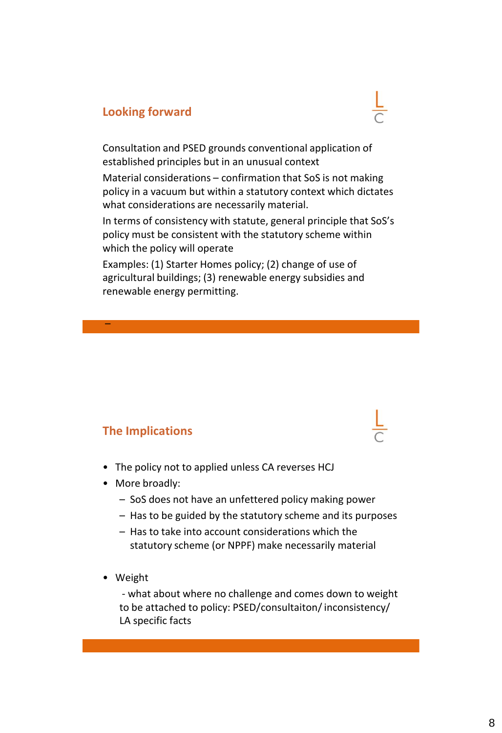## Looking forward

Consultation and PSED grounds conventional application of established principles but in an unusual context

Material considerations – confirmation that SoS is not making policy in a vacuum but within a statutory context which dictates what considerations are necessarily material.

In terms of consistency with statute, general principle that SoS's policy must be consistent with the statutory scheme within which the policy will operate

Examples: (1) Starter Homes policy; (2) change of use of agricultural buildings; (3) renewable energy subsidies and renewable energy permitting.

–

## The Implications

- The policy not to applied unless CA reverses HCJ
- More broadly:
  - SoS does not have an unfettered policy making power
  - Has to be guided by the statutory scheme and its purposes
  - Has to take into account considerations which the statutory scheme (or NPPF) make necessarily material
- Weight

  - what about where no challenge and comes down to weight to be attached to policy: PSED/consultaiton/ inconsistency/ LA specific facts